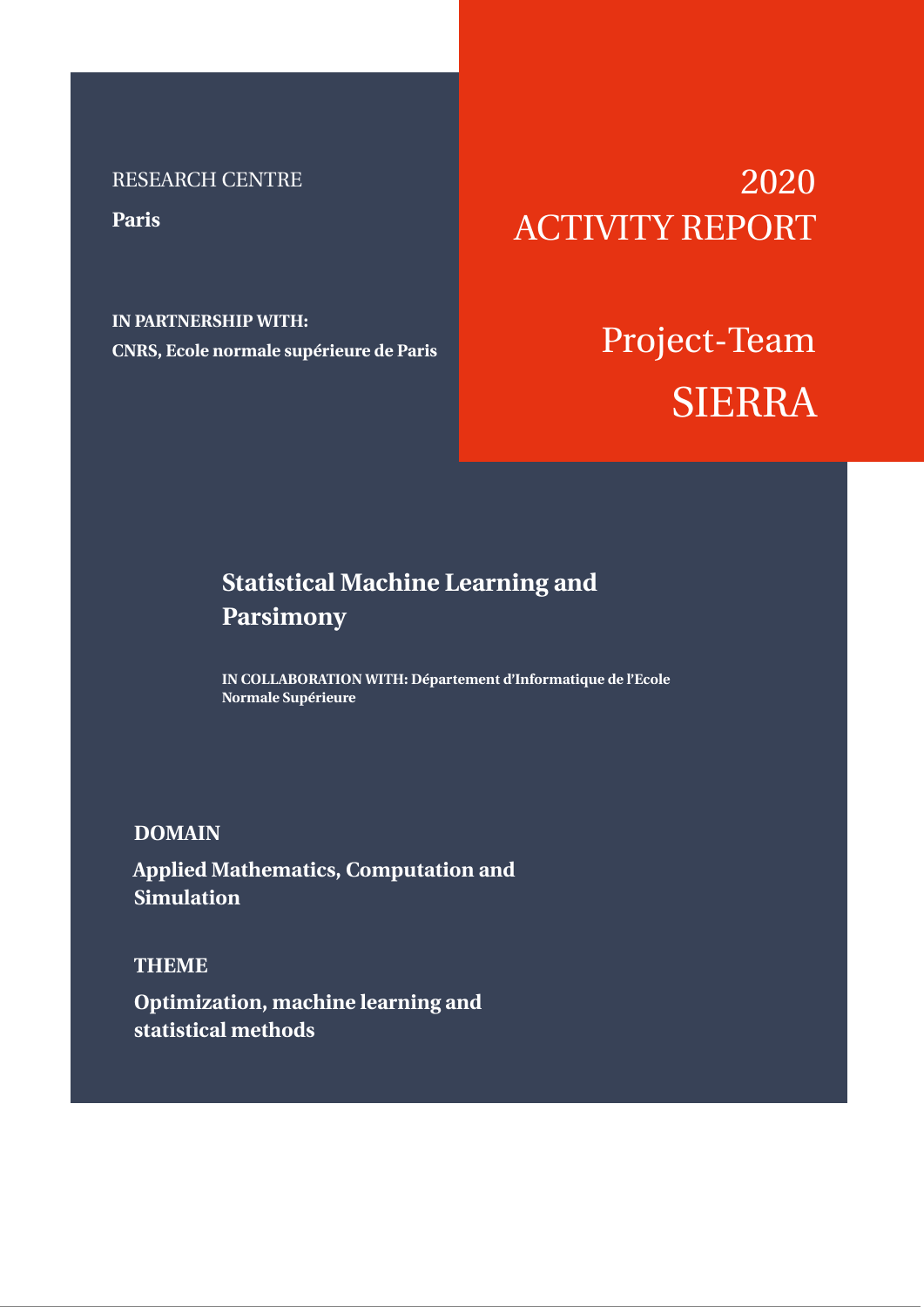RESEARCH CENTRE

**Paris**

**IN PARTNERSHIP WITH:**

**CNRS, Ecole normale supérieure de Paris**

# 2020 ACTIVITY REPORT

# Project-Team SIERRA

## Statistical Machine Learning and Parsimony

**IN COLLABORATION WITH: Département d'Informatique de l'Ecole Normale Supérieure**

**DOMAIN**

**Applied Mathematics, Computation and Simulation**

**THEME**

**Optimization, machine learning and statistical methods**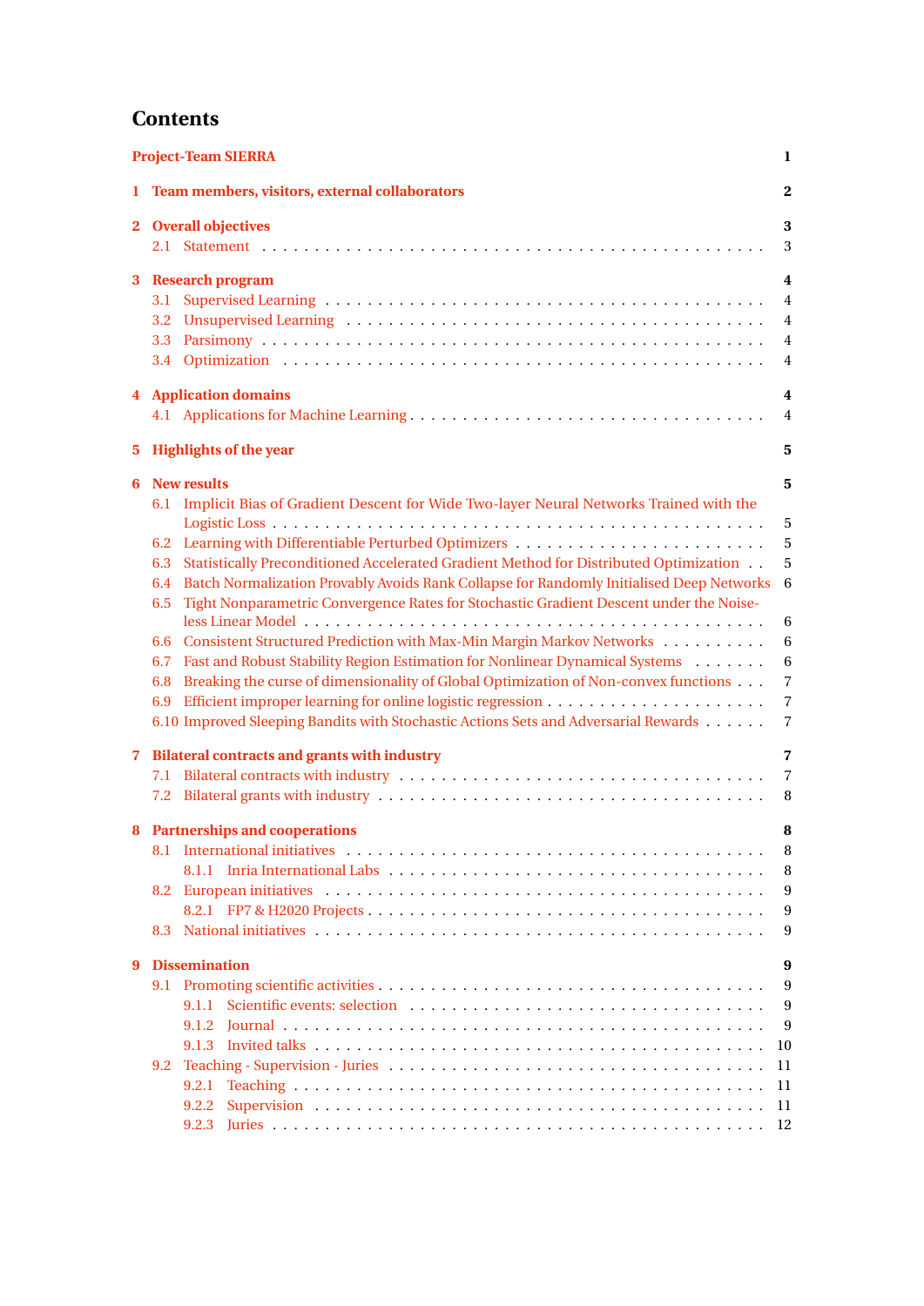# Contents

**Project-Team SIERRA** 1

**1 Team members, visitors, external collaborators** 2

**2 Overall objectives** 3

- 2.1 Statement . . . 3

**3 Research program** 4

- 3.1 Supervised Learning . . . 4
- 3.2 Unsupervised Learning . . . 4
- 3.3 Parsimony . . . 4
- 3.4 Optimization . . . 4

**4 Application domains** 4

- 4.1 Applications for Machine Learning . . . 4

**5 Highlights of the year** 5

**6 New results** 5

- 6.1 Implicit Bias of Gradient Descent for Wide Two-layer Neural Networks Trained with the Logistic Loss . . . 5
- 6.2 Learning with Differentiable Perturbed Optimizers . . . 5
- 6.3 Statistically Preconditioned Accelerated Gradient Method for Distributed Optimization . . 5
- 6.4 Batch Normalization Provably Avoids Rank Collapse for Randomly Initialised Deep Networks 6
- 6.5 Tight Nonparametric Convergence Rates for Stochastic Gradient Descent under the Noiseless Linear Model . . . 6
- 6.6 Consistent Structured Prediction with Max-Min Margin Markov Networks . . . 6
- 6.7 Fast and Robust Stability Region Estimation for Nonlinear Dynamical Systems . . . 6
- 6.8 Breaking the curse of dimensionality of Global Optimization of Non-convex functions . . . 7
- 6.9 Efficient improper learning for online logistic regression . . . 7
- 6.10 Improved Sleeping Bandits with Stochastic Actions Sets and Adversarial Rewards . . . 7

**7 Bilateral contracts and grants with industry** 7

- 7.1 Bilateral contracts with industry . . . 7
- 7.2 Bilateral grants with industry . . . 8

**8 Partnerships and cooperations** 8

- 8.1 International initiatives . . . 8
  - 8.1.1 Inria International Labs . . . 8
- 8.2 European initiatives . . . 9
  - 8.2.1 FP7 & H2020 Projects . . . 9
- 8.3 National initiatives . . . 9

**9 Dissemination** 9

- 9.1 Promoting scientific activities . . . 9
  - 9.1.1 Scientific events: selection . . . 9
  - 9.1.2 Journal . . . 9
  - 9.1.3 Invited talks . . . 10
- 9.2 Teaching - Supervision - Juries . . . 11
  - 9.2.1 Teaching . . . 11
  - 9.2.2 Supervision . . . 11
  - 9.2.3 Juries . . . 12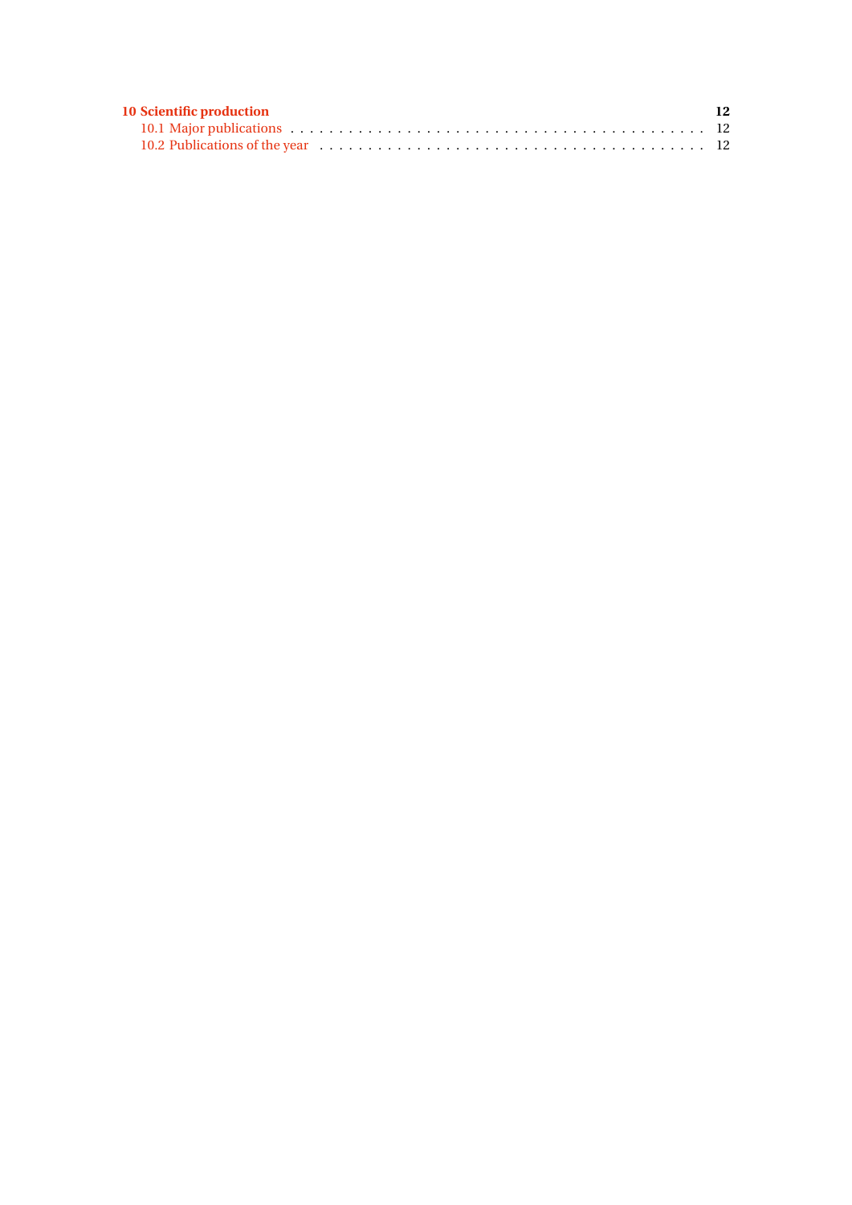**10 Scientific production** **12**

10.1 Major publications . . . . . . . . . . . . . . . . . . . . . . . . . . . . . . . . . . . . . . . . . . 12

10.2 Publications of the year . . . . . . . . . . . . . . . . . . . . . . . . . . . . . . . . . . . . . . . . 12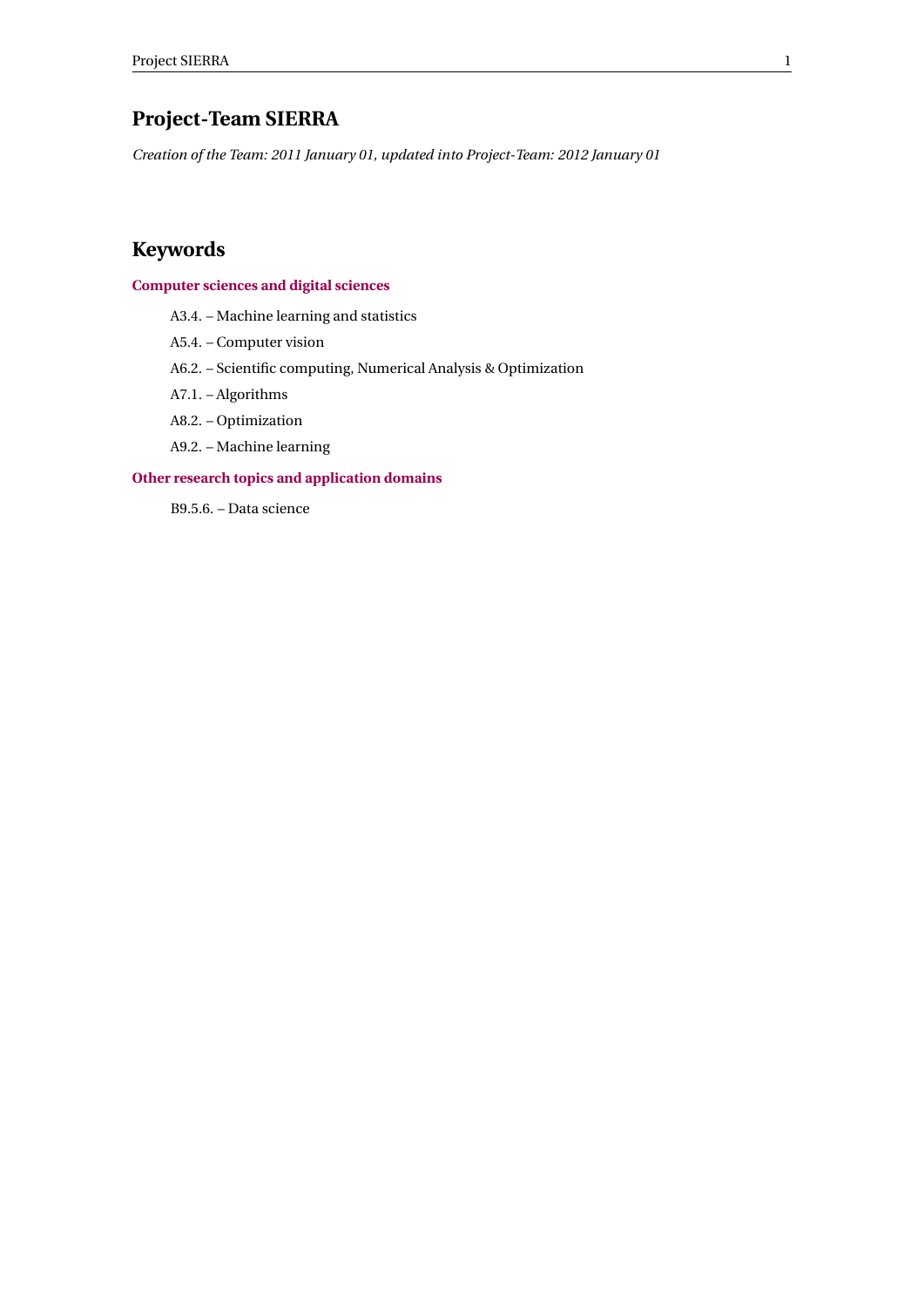# Project-Team SIERRA

*Creation of the Team: 2011 January 01, updated into Project-Team: 2012 January 01*

## Keywords

### Computer sciences and digital sciences

A3.4. – Machine learning and statistics

A5.4. – Computer vision

A6.2. – Scientific computing, Numerical Analysis & Optimization

A7.1. – Algorithms

A8.2. – Optimization

A9.2. – Machine learning

### Other research topics and application domains

B9.5.6. – Data science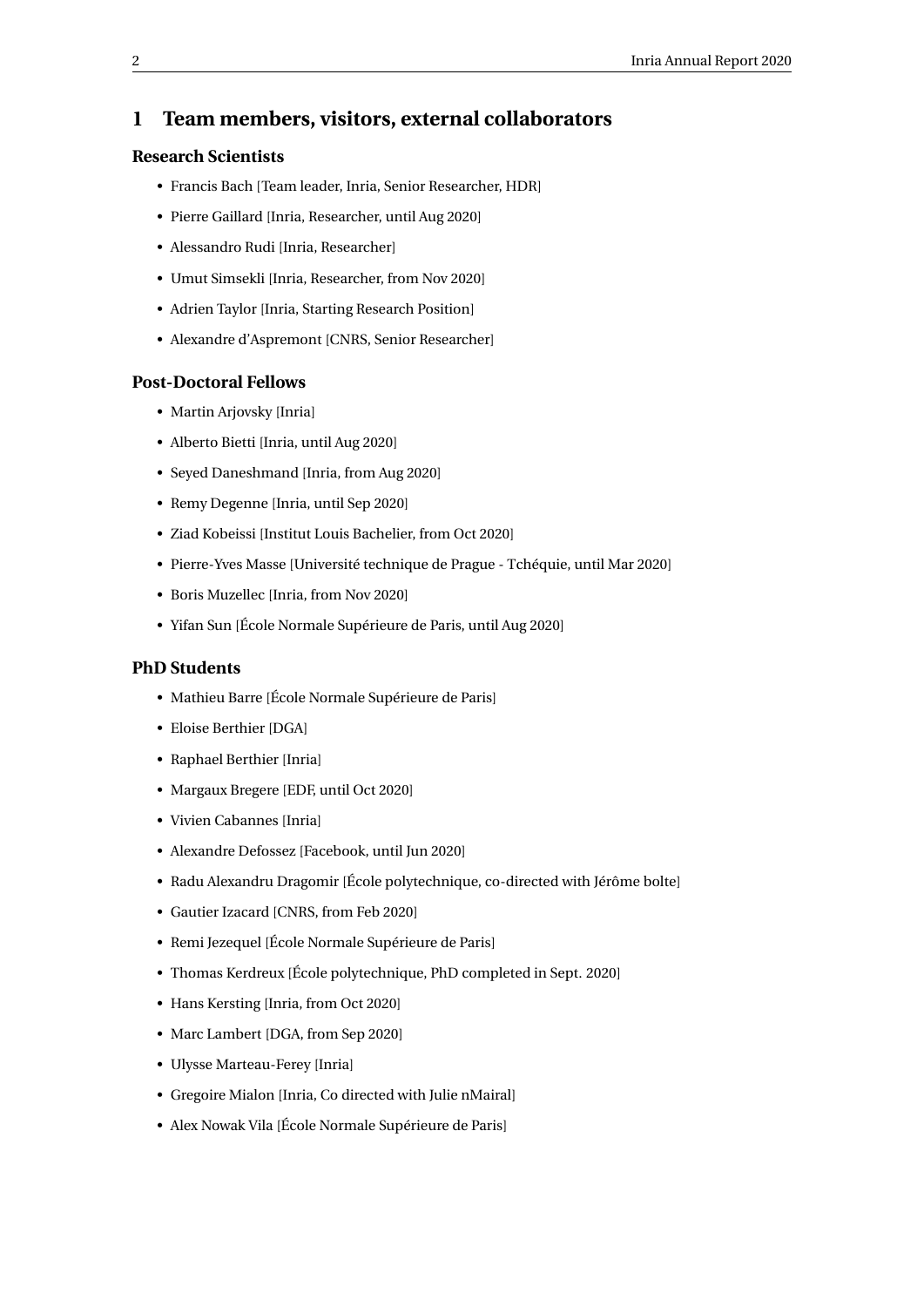# 1 Team members, visitors, external collaborators

### Research Scientists

- Francis Bach [Team leader, Inria, Senior Researcher, HDR]
- Pierre Gaillard [Inria, Researcher, until Aug 2020]
- Alessandro Rudi [Inria, Researcher]
- Umut Simsekli [Inria, Researcher, from Nov 2020]
- Adrien Taylor [Inria, Starting Research Position]
- Alexandre d'Aspremont [CNRS, Senior Researcher]

### Post-Doctoral Fellows

- Martin Arjovsky [Inria]
- Alberto Bietti [Inria, until Aug 2020]
- Seyed Daneshmand [Inria, from Aug 2020]
- Remy Degenne [Inria, until Sep 2020]
- Ziad Kobeissi [Institut Louis Bachelier, from Oct 2020]
- Pierre-Yves Masse [Université technique de Prague - Tchéquie, until Mar 2020]
- Boris Muzellec [Inria, from Nov 2020]
- Yifan Sun [École Normale Supérieure de Paris, until Aug 2020]

### PhD Students

- Mathieu Barre [École Normale Supérieure de Paris]
- Eloise Berthier [DGA]
- Raphael Berthier [Inria]
- Margaux Bregere [EDF, until Oct 2020]
- Vivien Cabannes [Inria]
- Alexandre Defossez [Facebook, until Jun 2020]
- Radu Alexandru Dragomir [École polytechnique, co-directed with Jérôme bolte]
- Gautier Izacard [CNRS, from Feb 2020]
- Remi Jezequel [École Normale Supérieure de Paris]
- Thomas Kerdreux [École polytechnique, PhD completed in Sept. 2020]
- Hans Kersting [Inria, from Oct 2020]
- Marc Lambert [DGA, from Sep 2020]
- Ulysse Marteau-Ferey [Inria]
- Gregoire Mialon [Inria, Co directed with Julie nMairal]
- Alex Nowak Vila [École Normale Supérieure de Paris]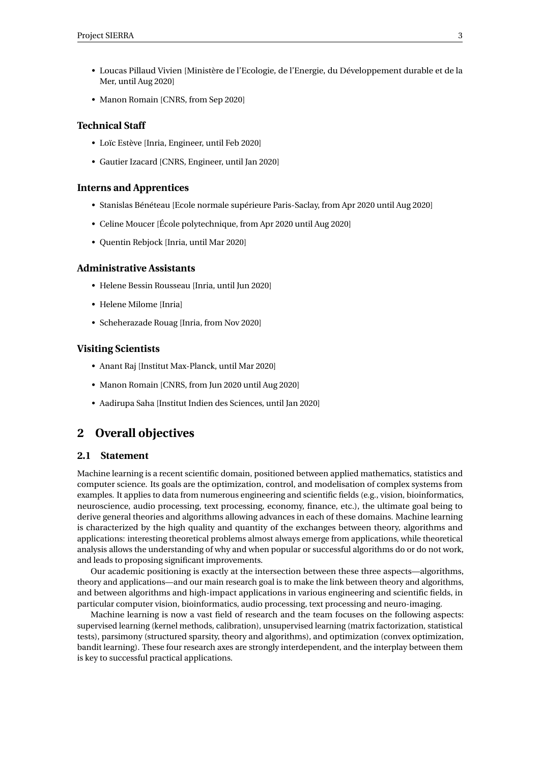- Loucas Pillaud Vivien [Ministère de l'Ecologie, de l'Energie, du Développement durable et de la Mer, until Aug 2020]
- Manon Romain [CNRS, from Sep 2020]

### Technical Staff

- Loïc Estève [Inria, Engineer, until Feb 2020]
- Gautier Izacard [CNRS, Engineer, until Jan 2020]

### Interns and Apprentices

- Stanislas Bénéteau [Ecole normale supérieure Paris-Saclay, from Apr 2020 until Aug 2020]
- Celine Moucer [École polytechnique, from Apr 2020 until Aug 2020]
- Quentin Rebjock [Inria, until Mar 2020]

### Administrative Assistants

- Helene Bessin Rousseau [Inria, until Jun 2020]
- Helene Milome [Inria]
- Scheherazade Rouag [Inria, from Nov 2020]

### Visiting Scientists

- Anant Raj [Institut Max-Planck, until Mar 2020]
- Manon Romain [CNRS, from Jun 2020 until Aug 2020]
- Aadirupa Saha [Institut Indien des Sciences, until Jan 2020]

# 2 Overall objectives

## 2.1 Statement

Machine learning is a recent scientific domain, positioned between applied mathematics, statistics and computer science. Its goals are the optimization, control, and modelisation of complex systems from examples. It applies to data from numerous engineering and scientific fields (e.g., vision, bioinformatics, neuroscience, audio processing, text processing, economy, finance, etc.), the ultimate goal being to derive general theories and algorithms allowing advances in each of these domains. Machine learning is characterized by the high quality and quantity of the exchanges between theory, algorithms and applications: interesting theoretical problems almost always emerge from applications, while theoretical analysis allows the understanding of why and when popular or successful algorithms do or do not work, and leads to proposing significant improvements.

Our academic positioning is exactly at the intersection between these three aspects—algorithms, theory and applications—and our main research goal is to make the link between theory and algorithms, and between algorithms and high-impact applications in various engineering and scientific fields, in particular computer vision, bioinformatics, audio processing, text processing and neuro-imaging.

Machine learning is now a vast field of research and the team focuses on the following aspects: supervised learning (kernel methods, calibration), unsupervised learning (matrix factorization, statistical tests), parsimony (structured sparsity, theory and algorithms), and optimization (convex optimization, bandit learning). These four research axes are strongly interdependent, and the interplay between them is key to successful practical applications.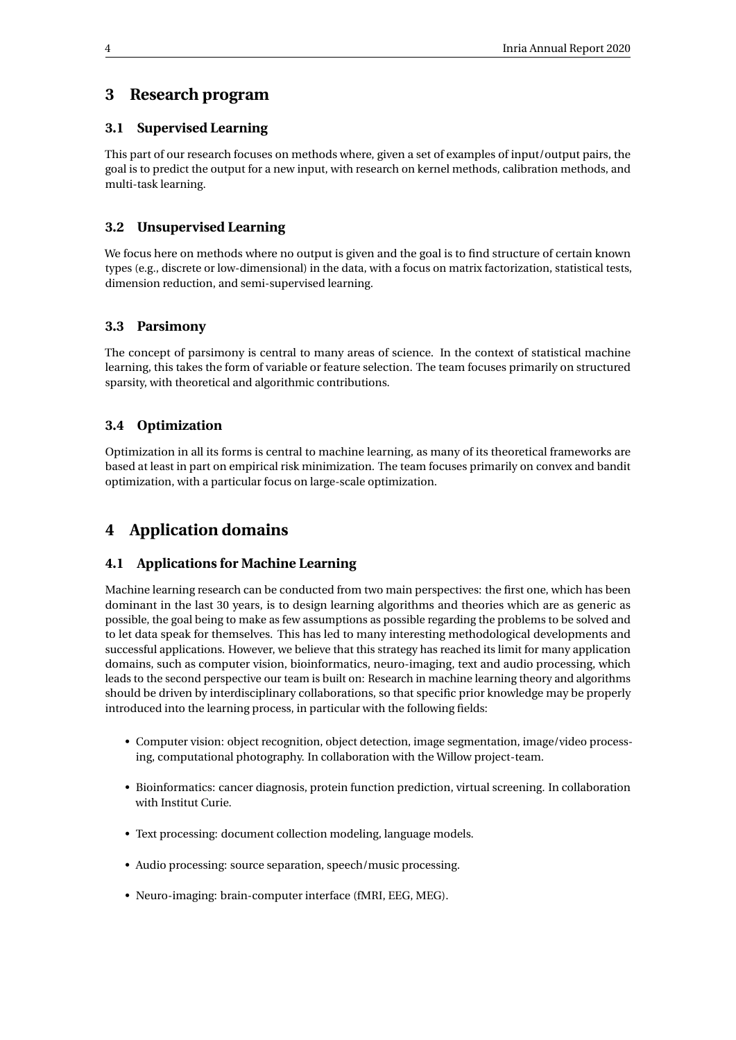# 3 Research program

## 3.1 Supervised Learning

This part of our research focuses on methods where, given a set of examples of input/output pairs, the goal is to predict the output for a new input, with research on kernel methods, calibration methods, and multi-task learning.

## 3.2 Unsupervised Learning

We focus here on methods where no output is given and the goal is to find structure of certain known types (e.g., discrete or low-dimensional) in the data, with a focus on matrix factorization, statistical tests, dimension reduction, and semi-supervised learning.

## 3.3 Parsimony

The concept of parsimony is central to many areas of science. In the context of statistical machine learning, this takes the form of variable or feature selection. The team focuses primarily on structured sparsity, with theoretical and algorithmic contributions.

## 3.4 Optimization

Optimization in all its forms is central to machine learning, as many of its theoretical frameworks are based at least in part on empirical risk minimization. The team focuses primarily on convex and bandit optimization, with a particular focus on large-scale optimization.

# 4 Application domains

## 4.1 Applications for Machine Learning

Machine learning research can be conducted from two main perspectives: the first one, which has been dominant in the last 30 years, is to design learning algorithms and theories which are as generic as possible, the goal being to make as few assumptions as possible regarding the problems to be solved and to let data speak for themselves. This has led to many interesting methodological developments and successful applications. However, we believe that this strategy has reached its limit for many application domains, such as computer vision, bioinformatics, neuro-imaging, text and audio processing, which leads to the second perspective our team is built on: Research in machine learning theory and algorithms should be driven by interdisciplinary collaborations, so that specific prior knowledge may be properly introduced into the learning process, in particular with the following fields:

- Computer vision: object recognition, object detection, image segmentation, image/video processing, computational photography. In collaboration with the Willow project-team.
- Bioinformatics: cancer diagnosis, protein function prediction, virtual screening. In collaboration with Institut Curie.
- Text processing: document collection modeling, language models.
- Audio processing: source separation, speech/music processing.
- Neuro-imaging: brain-computer interface (fMRI, EEG, MEG).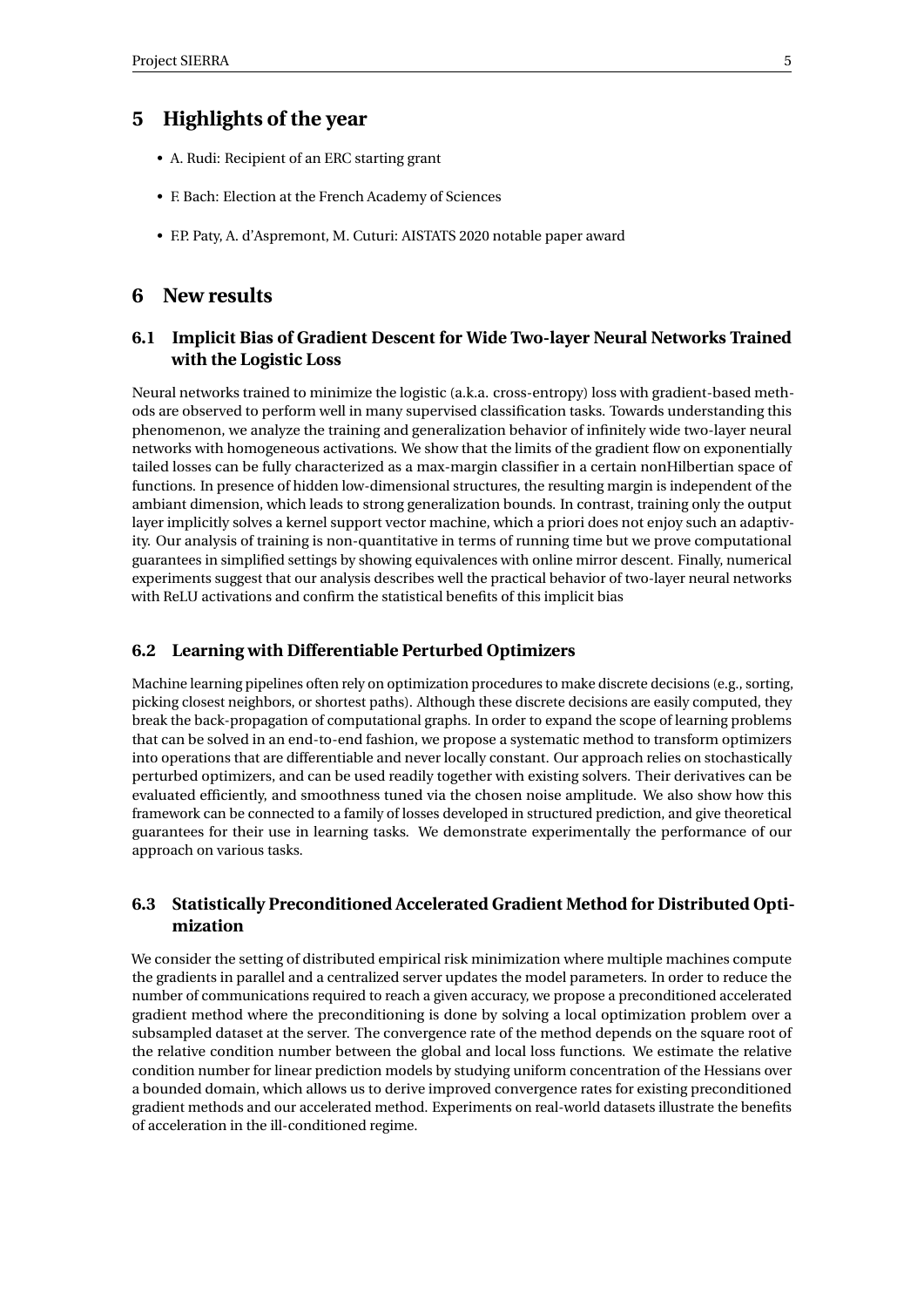# 5 Highlights of the year

- A. Rudi: Recipient of an ERC starting grant
- F. Bach: Election at the French Academy of Sciences
- F.P. Paty, A. d'Aspremont, M. Cuturi: AISTATS 2020 notable paper award

# 6 New results

## 6.1 Implicit Bias of Gradient Descent for Wide Two-layer Neural Networks Trained with the Logistic Loss

Neural networks trained to minimize the logistic (a.k.a. cross-entropy) loss with gradient-based methods are observed to perform well in many supervised classification tasks. Towards understanding this phenomenon, we analyze the training and generalization behavior of infinitely wide two-layer neural networks with homogeneous activations. We show that the limits of the gradient flow on exponentially tailed losses can be fully characterized as a max-margin classifier in a certain nonHilbertian space of functions. In presence of hidden low-dimensional structures, the resulting margin is independent of the ambiant dimension, which leads to strong generalization bounds. In contrast, training only the output layer implicitly solves a kernel support vector machine, which a priori does not enjoy such an adaptivity. Our analysis of training is non-quantitative in terms of running time but we prove computational guarantees in simplified settings by showing equivalences with online mirror descent. Finally, numerical experiments suggest that our analysis describes well the practical behavior of two-layer neural networks with ReLU activations and confirm the statistical benefits of this implicit bias

## 6.2 Learning with Differentiable Perturbed Optimizers

Machine learning pipelines often rely on optimization procedures to make discrete decisions (e.g., sorting, picking closest neighbors, or shortest paths). Although these discrete decisions are easily computed, they break the back-propagation of computational graphs. In order to expand the scope of learning problems that can be solved in an end-to-end fashion, we propose a systematic method to transform optimizers into operations that are differentiable and never locally constant. Our approach relies on stochastically perturbed optimizers, and can be used readily together with existing solvers. Their derivatives can be evaluated efficiently, and smoothness tuned via the chosen noise amplitude. We also show how this framework can be connected to a family of losses developed in structured prediction, and give theoretical guarantees for their use in learning tasks. We demonstrate experimentally the performance of our approach on various tasks.

## 6.3 Statistically Preconditioned Accelerated Gradient Method for Distributed Optimization

We consider the setting of distributed empirical risk minimization where multiple machines compute the gradients in parallel and a centralized server updates the model parameters. In order to reduce the number of communications required to reach a given accuracy, we propose a preconditioned accelerated gradient method where the preconditioning is done by solving a local optimization problem over a subsampled dataset at the server. The convergence rate of the method depends on the square root of the relative condition number between the global and local loss functions. We estimate the relative condition number for linear prediction models by studying uniform concentration of the Hessians over a bounded domain, which allows us to derive improved convergence rates for existing preconditioned gradient methods and our accelerated method. Experiments on real-world datasets illustrate the benefits of acceleration in the ill-conditioned regime.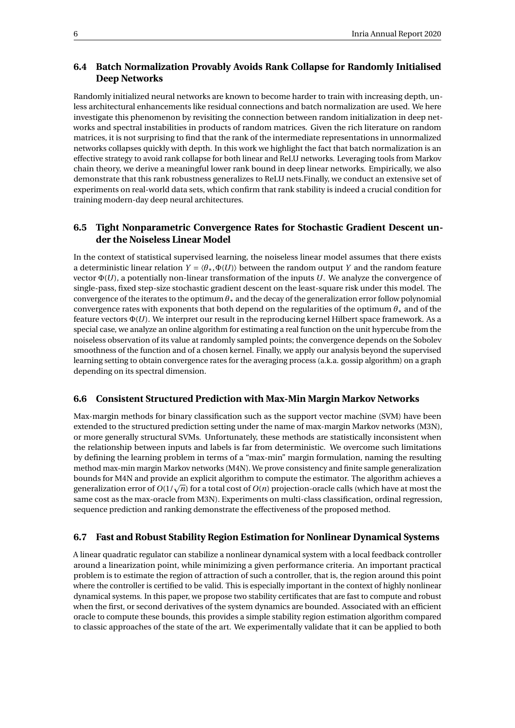### 6.4 Batch Normalization Provably Avoids Rank Collapse for Randomly Initialised Deep Networks

Randomly initialized neural networks are known to become harder to train with increasing depth, unless architectural enhancements like residual connections and batch normalization are used. We here investigate this phenomenon by revisiting the connection between random initialization in deep networks and spectral instabilities in products of random matrices. Given the rich literature on random matrices, it is not surprising to find that the rank of the intermediate representations in unnormalized networks collapses quickly with depth. In this work we highlight the fact that batch normalization is an effective strategy to avoid rank collapse for both linear and ReLU networks. Leveraging tools from Markov chain theory, we derive a meaningful lower rank bound in deep linear networks. Empirically, we also demonstrate that this rank robustness generalizes to ReLU nets.Finally, we conduct an extensive set of experiments on real-world data sets, which confirm that rank stability is indeed a crucial condition for training modern-day deep neural architectures.

### 6.5 Tight Nonparametric Convergence Rates for Stochastic Gradient Descent under the Noiseless Linear Model

In the context of statistical supervised learning, the noiseless linear model assumes that there exists a deterministic linear relation $Y = \langle \theta_*, \Phi(U) \rangle$ between the random output $Y$ and the random feature vector $\Phi(U)$, a potentially non-linear transformation of the inputs $U$. We analyze the convergence of single-pass, fixed step-size stochastic gradient descent on the least-square risk under this model. The convergence of the iterates to the optimum $\theta_*$ and the decay of the generalization error follow polynomial convergence rates with exponents that both depend on the regularities of the optimum $\theta_*$ and of the feature vectors $\Phi(U)$. We interpret our result in the reproducing kernel Hilbert space framework. As a special case, we analyze an online algorithm for estimating a real function on the unit hypercube from the noiseless observation of its value at randomly sampled points; the convergence depends on the Sobolev smoothness of the function and of a chosen kernel. Finally, we apply our analysis beyond the supervised learning setting to obtain convergence rates for the averaging process (a.k.a. gossip algorithm) on a graph depending on its spectral dimension.

### 6.6 Consistent Structured Prediction with Max-Min Margin Markov Networks

Max-margin methods for binary classification such as the support vector machine (SVM) have been extended to the structured prediction setting under the name of max-margin Markov networks (M3N), or more generally structural SVMs. Unfortunately, these methods are statistically inconsistent when the relationship between inputs and labels is far from deterministic. We overcome such limitations by defining the learning problem in terms of a "max-min" margin formulation, naming the resulting method max-min margin Markov networks (M4N). We prove consistency and finite sample generalization bounds for M4N and provide an explicit algorithm to compute the estimator. The algorithm achieves a generalization error of $O(1/\sqrt{n})$ for a total cost of $O(n)$ projection-oracle calls (which have at most the same cost as the max-oracle from M3N). Experiments on multi-class classification, ordinal regression, sequence prediction and ranking demonstrate the effectiveness of the proposed method.

### 6.7 Fast and Robust Stability Region Estimation for Nonlinear Dynamical Systems

A linear quadratic regulator can stabilize a nonlinear dynamical system with a local feedback controller around a linearization point, while minimizing a given performance criteria. An important practical problem is to estimate the region of attraction of such a controller, that is, the region around this point where the controller is certified to be valid. This is especially important in the context of highly nonlinear dynamical systems. In this paper, we propose two stability certificates that are fast to compute and robust when the first, or second derivatives of the system dynamics are bounded. Associated with an efficient oracle to compute these bounds, this provides a simple stability region estimation algorithm compared to classic approaches of the state of the art. We experimentally validate that it can be applied to both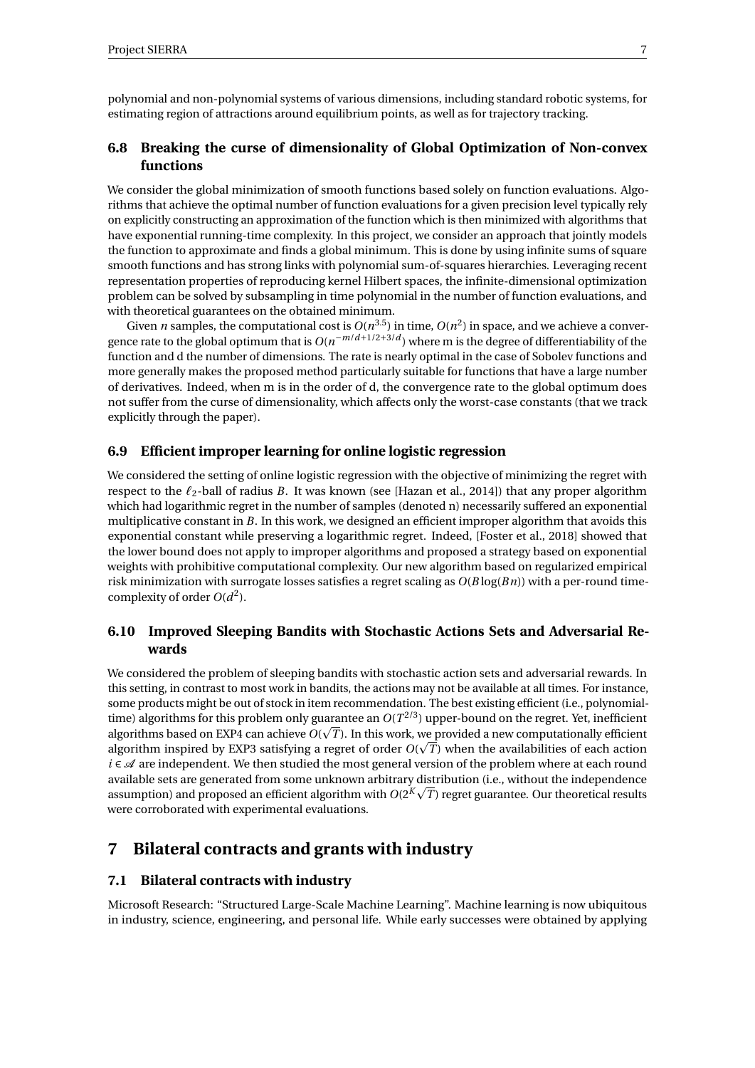polynomial and non-polynomial systems of various dimensions, including standard robotic systems, for estimating region of attractions around equilibrium points, as well as for trajectory tracking.

### 6.8 Breaking the curse of dimensionality of Global Optimization of Non-convex functions

We consider the global minimization of smooth functions based solely on function evaluations. Algorithms that achieve the optimal number of function evaluations for a given precision level typically rely on explicitly constructing an approximation of the function which is then minimized with algorithms that have exponential running-time complexity. In this project, we consider an approach that jointly models the function to approximate and finds a global minimum. This is done by using infinite sums of square smooth functions and has strong links with polynomial sum-of-squares hierarchies. Leveraging recent representation properties of reproducing kernel Hilbert spaces, the infinite-dimensional optimization problem can be solved by subsampling in time polynomial in the number of function evaluations, and with theoretical guarantees on the obtained minimum.

Given $n$ samples, the computational cost is $O(n^{3.5})$ in time, $O(n^2)$ in space, and we achieve a convergence rate to the global optimum that is $O(n^{-m/d+1/2+3/d})$ where m is the degree of differentiability of the function and d the number of dimensions. The rate is nearly optimal in the case of Sobolev functions and more generally makes the proposed method particularly suitable for functions that have a large number of derivatives. Indeed, when m is in the order of d, the convergence rate to the global optimum does not suffer from the curse of dimensionality, which affects only the worst-case constants (that we track explicitly through the paper).

### 6.9 Efficient improper learning for online logistic regression

We considered the setting of online logistic regression with the objective of minimizing the regret with respect to the $\ell_2$-ball of radius $B$. It was known (see [Hazan et al., 2014]) that any proper algorithm which had logarithmic regret in the number of samples (denoted n) necessarily suffered an exponential multiplicative constant in $B$. In this work, we designed an efficient improper algorithm that avoids this exponential constant while preserving a logarithmic regret. Indeed, [Foster et al., 2018] showed that the lower bound does not apply to improper algorithms and proposed a strategy based on exponential weights with prohibitive computational complexity. Our new algorithm based on regularized empirical risk minimization with surrogate losses satisfies a regret scaling as $O(B\log(Bn))$ with a per-round time-complexity of order $O(d^2)$.

### 6.10 Improved Sleeping Bandits with Stochastic Actions Sets and Adversarial Rewards

We considered the problem of sleeping bandits with stochastic action sets and adversarial rewards. In this setting, in contrast to most work in bandits, the actions may not be available at all times. For instance, some products might be out of stock in item recommendation. The best existing efficient (i.e., polynomial-time) algorithms for this problem only guarantee an $O(T^{2/3})$ upper-bound on the regret. Yet, inefficient algorithms based on EXP4 can achieve $O(\sqrt{T})$. In this work, we provided a new computationally efficient algorithm inspired by EXP3 satisfying a regret of order $O(\sqrt{T})$ when the availabilities of each action $i \in \mathscr{A}$ are independent. We then studied the most general version of the problem where at each round available sets are generated from some unknown arbitrary distribution (i.e., without the independence assumption) and proposed an efficient algorithm with $O(2^K\sqrt{T})$ regret guarantee. Our theoretical results were corroborated with experimental evaluations.

## 7 Bilateral contracts and grants with industry

### 7.1 Bilateral contracts with industry

Microsoft Research: "Structured Large-Scale Machine Learning". Machine learning is now ubiquitous in industry, science, engineering, and personal life. While early successes were obtained by applying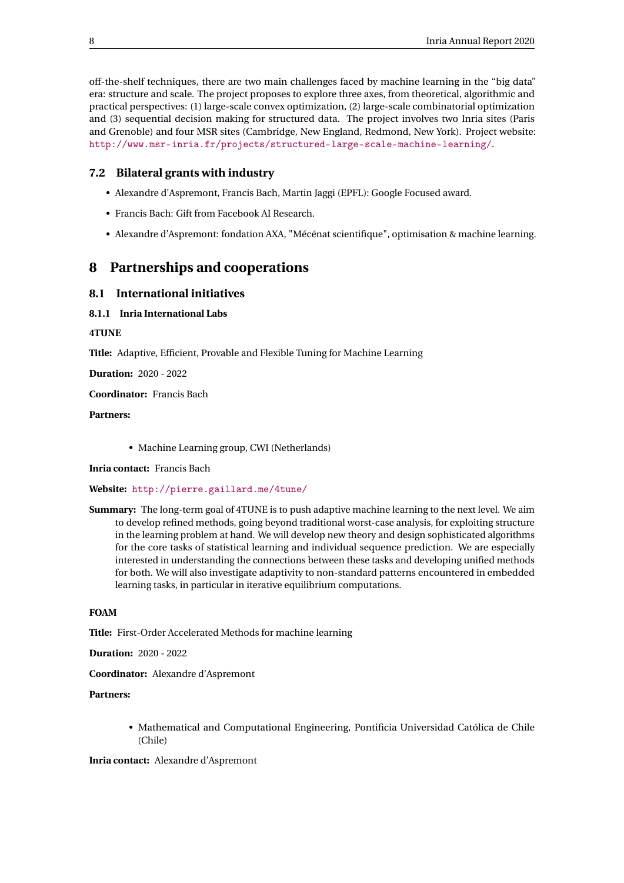off-the-shelf techniques, there are two main challenges faced by machine learning in the "big data" era: structure and scale. The project proposes to explore three axes, from theoretical, algorithmic and practical perspectives: (1) large-scale convex optimization, (2) large-scale combinatorial optimization and (3) sequential decision making for structured data. The project involves two Inria sites (Paris and Grenoble) and four MSR sites (Cambridge, New England, Redmond, New York). Project website: http://www.msr-inria.fr/projects/structured-large-scale-machine-learning/.

### 7.2 Bilateral grants with industry

- Alexandre d'Aspremont, Francis Bach, Martin Jaggi (EPFL): Google Focused award.
- Francis Bach: Gift from Facebook AI Research.
- Alexandre d'Aspremont: fondation AXA, "Mécénat scientifique", optimisation & machine learning.

## 8 Partnerships and cooperations

### 8.1 International initiatives

#### 8.1.1 Inria International Labs

**4TUNE**

**Title:** Adaptive, Efficient, Provable and Flexible Tuning for Machine Learning

**Duration:** 2020 - 2022

**Coordinator:** Francis Bach

**Partners:**

- Machine Learning group, CWI (Netherlands)

**Inria contact:** Francis Bach

**Website:** http://pierre.gaillard.me/4tune/

**Summary:** The long-term goal of 4TUNE is to push adaptive machine learning to the next level. We aim to develop refined methods, going beyond traditional worst-case analysis, for exploiting structure in the learning problem at hand. We will develop new theory and design sophisticated algorithms for the core tasks of statistical learning and individual sequence prediction. We are especially interested in understanding the connections between these tasks and developing unified methods for both. We will also investigate adaptivity to non-standard patterns encountered in embedded learning tasks, in particular in iterative equilibrium computations.

**FOAM**

**Title:** First-Order Accelerated Methods for machine learning

**Duration:** 2020 - 2022

**Coordinator:** Alexandre d'Aspremont

**Partners:**

- Mathematical and Computational Engineering, Pontificia Universidad Católica de Chile (Chile)

**Inria contact:** Alexandre d'Aspremont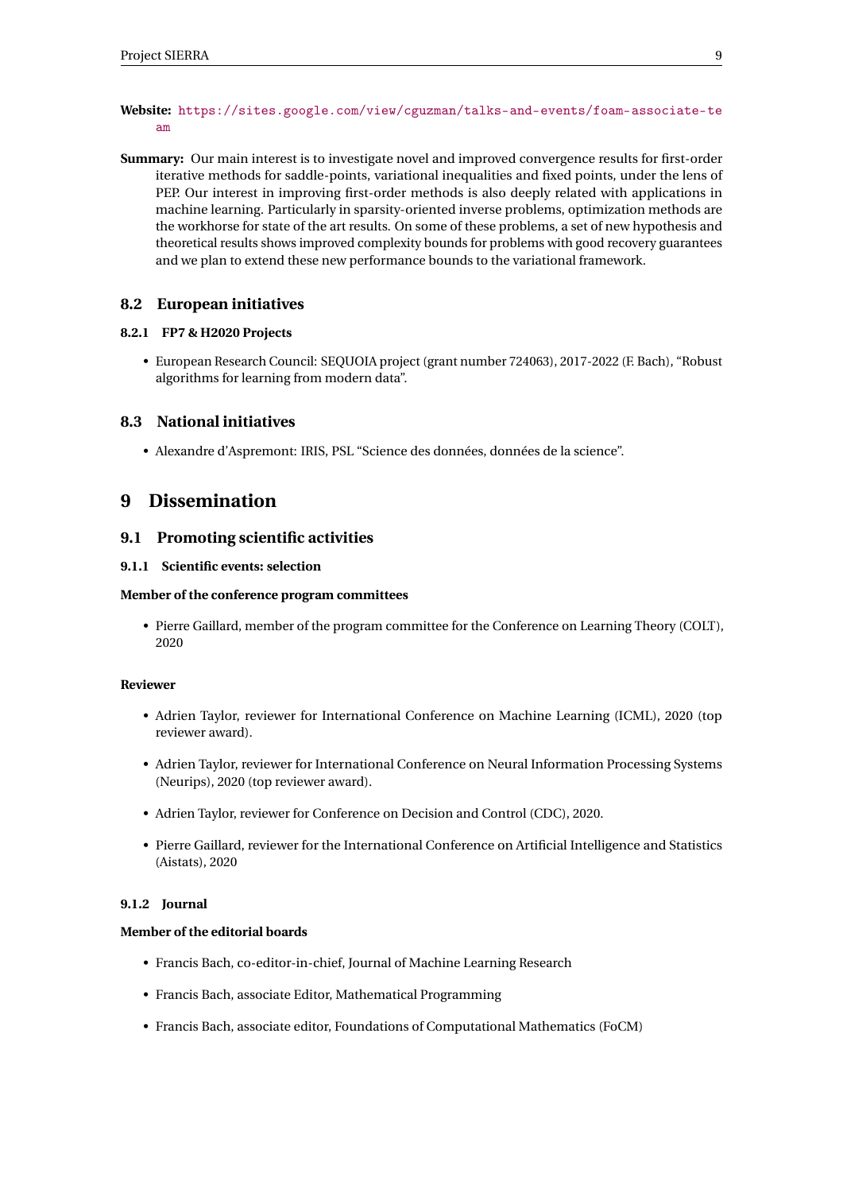**Website:** https://sites.google.com/view/cguzman/talks-and-events/foam-associate-team

**Summary:** Our main interest is to investigate novel and improved convergence results for first-order iterative methods for saddle-points, variational inequalities and fixed points, under the lens of PEP. Our interest in improving first-order methods is also deeply related with applications in machine learning. Particularly in sparsity-oriented inverse problems, optimization methods are the workhorse for state of the art results. On some of these problems, a set of new hypothesis and theoretical results shows improved complexity bounds for problems with good recovery guarantees and we plan to extend these new performance bounds to the variational framework.

## 8.2 European initiatives

### 8.2.1 FP7 & H2020 Projects

- European Research Council: SEQUOIA project (grant number 724063), 2017-2022 (F. Bach), "Robust algorithms for learning from modern data".

## 8.3 National initiatives

- Alexandre d'Aspremont: IRIS, PSL "Science des données, données de la science".

# 9 Dissemination

## 9.1 Promoting scientific activities

### 9.1.1 Scientific events: selection

**Member of the conference program committees**

- Pierre Gaillard, member of the program committee for the Conference on Learning Theory (COLT), 2020

**Reviewer**

- Adrien Taylor, reviewer for International Conference on Machine Learning (ICML), 2020 (top reviewer award).
- Adrien Taylor, reviewer for International Conference on Neural Information Processing Systems (Neurips), 2020 (top reviewer award).
- Adrien Taylor, reviewer for Conference on Decision and Control (CDC), 2020.
- Pierre Gaillard, reviewer for the International Conference on Artificial Intelligence and Statistics (Aistats), 2020

### 9.1.2 Journal

**Member of the editorial boards**

- Francis Bach, co-editor-in-chief, Journal of Machine Learning Research
- Francis Bach, associate Editor, Mathematical Programming
- Francis Bach, associate editor, Foundations of Computational Mathematics (FoCM)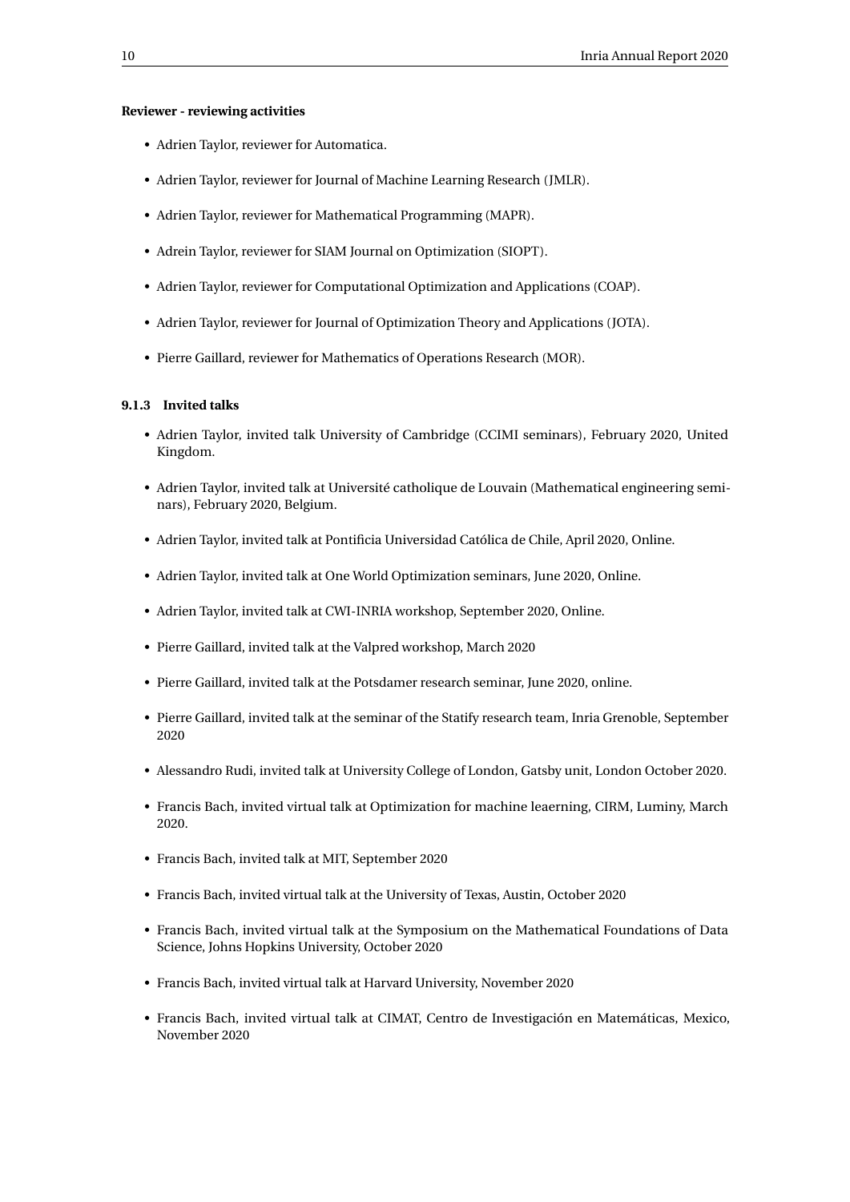**Reviewer - reviewing activities**

- Adrien Taylor, reviewer for Automatica.
- Adrien Taylor, reviewer for Journal of Machine Learning Research (JMLR).
- Adrien Taylor, reviewer for Mathematical Programming (MAPR).
- Adrein Taylor, reviewer for SIAM Journal on Optimization (SIOPT).
- Adrien Taylor, reviewer for Computational Optimization and Applications (COAP).
- Adrien Taylor, reviewer for Journal of Optimization Theory and Applications (JOTA).
- Pierre Gaillard, reviewer for Mathematics of Operations Research (MOR).

### 9.1.3 Invited talks

- Adrien Taylor, invited talk University of Cambridge (CCIMI seminars), February 2020, United Kingdom.
- Adrien Taylor, invited talk at Université catholique de Louvain (Mathematical engineering seminars), February 2020, Belgium.
- Adrien Taylor, invited talk at Pontificia Universidad Católica de Chile, April 2020, Online.
- Adrien Taylor, invited talk at One World Optimization seminars, June 2020, Online.
- Adrien Taylor, invited talk at CWI-INRIA workshop, September 2020, Online.
- Pierre Gaillard, invited talk at the Valpred workshop, March 2020
- Pierre Gaillard, invited talk at the Potsdamer research seminar, June 2020, online.
- Pierre Gaillard, invited talk at the seminar of the Statify research team, Inria Grenoble, September 2020
- Alessandro Rudi, invited talk at University College of London, Gatsby unit, London October 2020.
- Francis Bach, invited virtual talk at Optimization for machine leaerning, CIRM, Luminy, March 2020.
- Francis Bach, invited talk at MIT, September 2020
- Francis Bach, invited virtual talk at the University of Texas, Austin, October 2020
- Francis Bach, invited virtual talk at the Symposium on the Mathematical Foundations of Data Science, Johns Hopkins University, October 2020
- Francis Bach, invited virtual talk at Harvard University, November 2020
- Francis Bach, invited virtual talk at CIMAT, Centro de Investigación en Matemáticas, Mexico, November 2020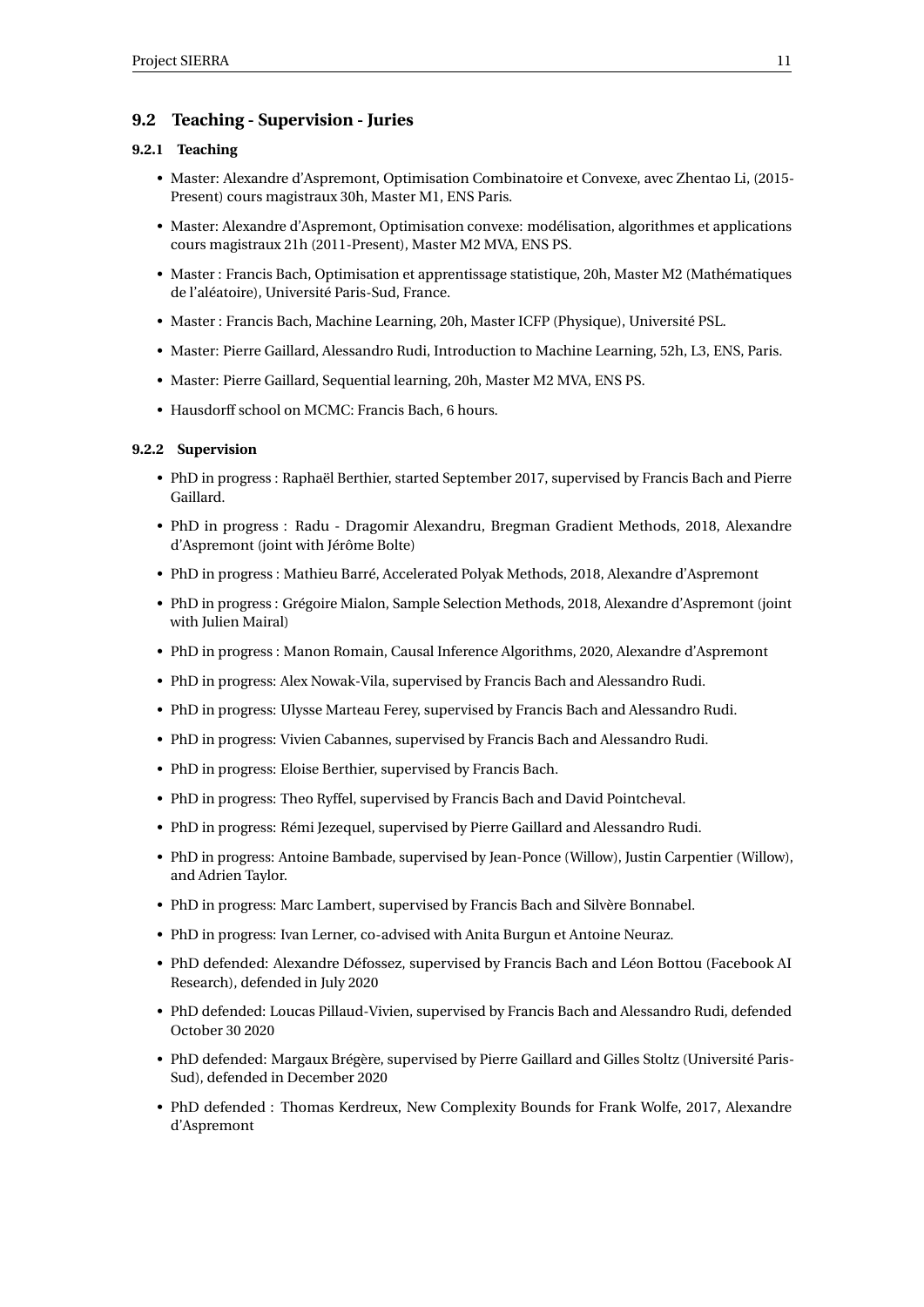## 9.2 Teaching - Supervision - Juries

### 9.2.1 Teaching

- Master: Alexandre d'Aspremont, Optimisation Combinatoire et Convexe, avec Zhentao Li, (2015-Present) cours magistraux 30h, Master M1, ENS Paris.
- Master: Alexandre d'Aspremont, Optimisation convexe: modélisation, algorithmes et applications cours magistraux 21h (2011-Present), Master M2 MVA, ENS PS.
- Master : Francis Bach, Optimisation et apprentissage statistique, 20h, Master M2 (Mathématiques de l'aléatoire), Université Paris-Sud, France.
- Master : Francis Bach, Machine Learning, 20h, Master ICFP (Physique), Université PSL.
- Master: Pierre Gaillard, Alessandro Rudi, Introduction to Machine Learning, 52h, L3, ENS, Paris.
- Master: Pierre Gaillard, Sequential learning, 20h, Master M2 MVA, ENS PS.
- Hausdorff school on MCMC: Francis Bach, 6 hours.

### 9.2.2 Supervision

- PhD in progress : Raphaël Berthier, started September 2017, supervised by Francis Bach and Pierre Gaillard.
- PhD in progress : Radu - Dragomir Alexandru, Bregman Gradient Methods, 2018, Alexandre d'Aspremont (joint with Jérôme Bolte)
- PhD in progress : Mathieu Barré, Accelerated Polyak Methods, 2018, Alexandre d'Aspremont
- PhD in progress : Grégoire Mialon, Sample Selection Methods, 2018, Alexandre d'Aspremont (joint with Julien Mairal)
- PhD in progress : Manon Romain, Causal Inference Algorithms, 2020, Alexandre d'Aspremont
- PhD in progress: Alex Nowak-Vila, supervised by Francis Bach and Alessandro Rudi.
- PhD in progress: Ulysse Marteau Ferey, supervised by Francis Bach and Alessandro Rudi.
- PhD in progress: Vivien Cabannes, supervised by Francis Bach and Alessandro Rudi.
- PhD in progress: Eloise Berthier, supervised by Francis Bach.
- PhD in progress: Theo Ryffel, supervised by Francis Bach and David Pointcheval.
- PhD in progress: Rémi Jezequel, supervised by Pierre Gaillard and Alessandro Rudi.
- PhD in progress: Antoine Bambade, supervised by Jean-Ponce (Willow), Justin Carpentier (Willow), and Adrien Taylor.
- PhD in progress: Marc Lambert, supervised by Francis Bach and Silvère Bonnabel.
- PhD in progress: Ivan Lerner, co-advised with Anita Burgun et Antoine Neuraz.
- PhD defended: Alexandre Défossez, supervised by Francis Bach and Léon Bottou (Facebook AI Research), defended in July 2020
- PhD defended: Loucas Pillaud-Vivien, supervised by Francis Bach and Alessandro Rudi, defended October 30 2020
- PhD defended: Margaux Brégère, supervised by Pierre Gaillard and Gilles Stoltz (Université Paris-Sud), defended in December 2020
- PhD defended : Thomas Kerdreux, New Complexity Bounds for Frank Wolfe, 2017, Alexandre d'Aspremont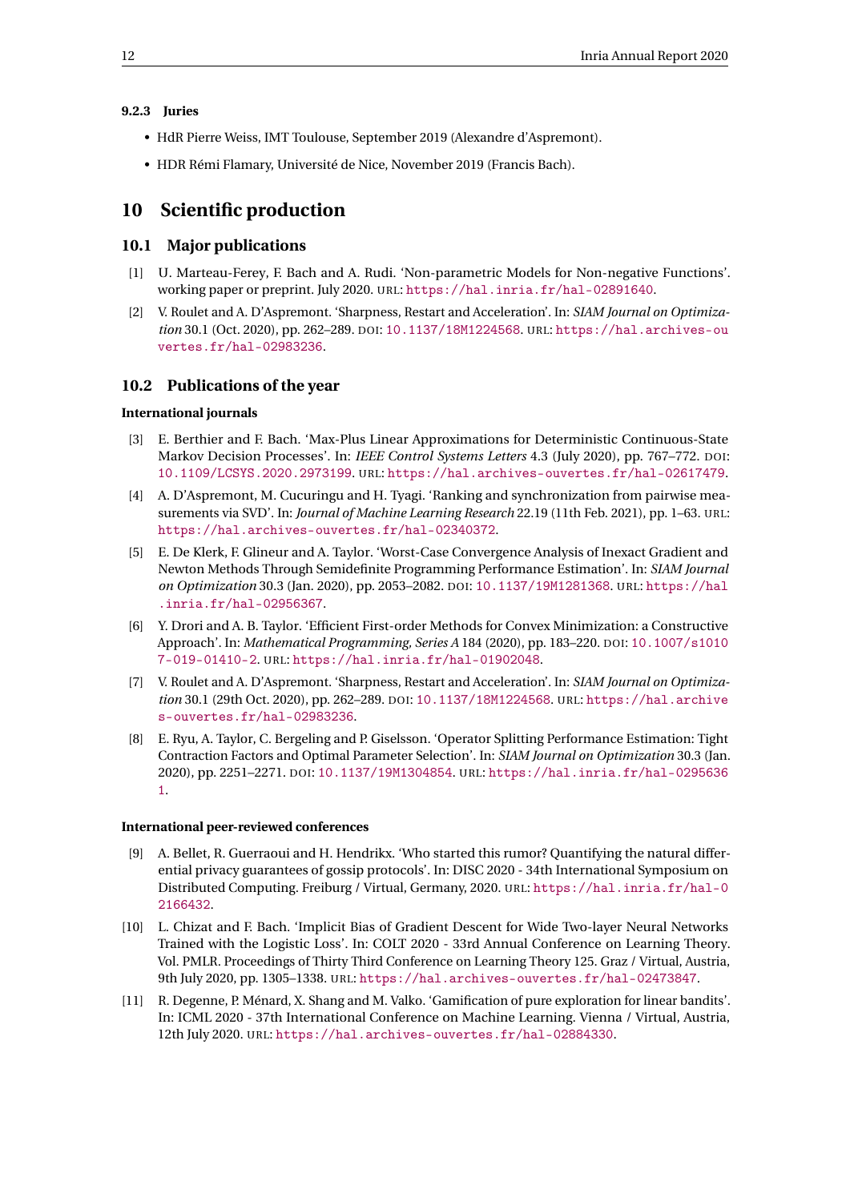#### 9.2.3 Juries

- HdR Pierre Weiss, IMT Toulouse, September 2019 (Alexandre d'Aspremont).
- HDR Rémi Flamary, Université de Nice, November 2019 (Francis Bach).

## 10 Scientific production

### 10.1 Major publications

[1] U. Marteau-Ferey, F. Bach and A. Rudi. 'Non-parametric Models for Non-negative Functions'. working paper or preprint. July 2020. URL: https://hal.inria.fr/hal-02891640.

[2] V. Roulet and A. D'Aspremont. 'Sharpness, Restart and Acceleration'. In: *SIAM Journal on Optimization* 30.1 (Oct. 2020), pp. 262–289. DOI: 10.1137/18M1224568. URL: https://hal.archives-ouvertes.fr/hal-02983236.

### 10.2 Publications of the year

**International journals**

[3] E. Berthier and F. Bach. 'Max-Plus Linear Approximations for Deterministic Continuous-State Markov Decision Processes'. In: *IEEE Control Systems Letters* 4.3 (July 2020), pp. 767–772. DOI: 10.1109/LCSYS.2020.2973199. URL: https://hal.archives-ouvertes.fr/hal-02617479.

[4] A. D'Aspremont, M. Cucuringu and H. Tyagi. 'Ranking and synchronization from pairwise measurements via SVD'. In: *Journal of Machine Learning Research* 22.19 (11th Feb. 2021), pp. 1–63. URL: https://hal.archives-ouvertes.fr/hal-02340372.

[5] E. De Klerk, F. Glineur and A. Taylor. 'Worst-Case Convergence Analysis of Inexact Gradient and Newton Methods Through Semidefinite Programming Performance Estimation'. In: *SIAM Journal on Optimization* 30.3 (Jan. 2020), pp. 2053–2082. DOI: 10.1137/19M1281368. URL: https://hal.inria.fr/hal-02956367.

[6] Y. Drori and A. B. Taylor. 'Efficient First-order Methods for Convex Minimization: a Constructive Approach'. In: *Mathematical Programming, Series A* 184 (2020), pp. 183–220. DOI: 10.1007/s10107-019-01410-2. URL: https://hal.inria.fr/hal-01902048.

[7] V. Roulet and A. D'Aspremont. 'Sharpness, Restart and Acceleration'. In: *SIAM Journal on Optimization* 30.1 (29th Oct. 2020), pp. 262–289. DOI: 10.1137/18M1224568. URL: https://hal.archives-ouvertes.fr/hal-02983236.

[8] E. Ryu, A. Taylor, C. Bergeling and P. Giselsson. 'Operator Splitting Performance Estimation: Tight Contraction Factors and Optimal Parameter Selection'. In: *SIAM Journal on Optimization* 30.3 (Jan. 2020), pp. 2251–2271. DOI: 10.1137/19M1304854. URL: https://hal.inria.fr/hal-02956361.

**International peer-reviewed conferences**

[9] A. Bellet, R. Guerraoui and H. Hendrikx. 'Who started this rumor? Quantifying the natural differential privacy guarantees of gossip protocols'. In: DISC 2020 - 34th International Symposium on Distributed Computing. Freiburg / Virtual, Germany, 2020. URL: https://hal.inria.fr/hal-02166432.

[10] L. Chizat and F. Bach. 'Implicit Bias of Gradient Descent for Wide Two-layer Neural Networks Trained with the Logistic Loss'. In: COLT 2020 - 33rd Annual Conference on Learning Theory. Vol. PMLR. Proceedings of Thirty Third Conference on Learning Theory 125. Graz / Virtual, Austria, 9th July 2020, pp. 1305–1338. URL: https://hal.archives-ouvertes.fr/hal-02473847.

[11] R. Degenne, P. Ménard, X. Shang and M. Valko. 'Gamification of pure exploration for linear bandits'. In: ICML 2020 - 37th International Conference on Machine Learning. Vienna / Virtual, Austria, 12th July 2020. URL: https://hal.archives-ouvertes.fr/hal-02884330.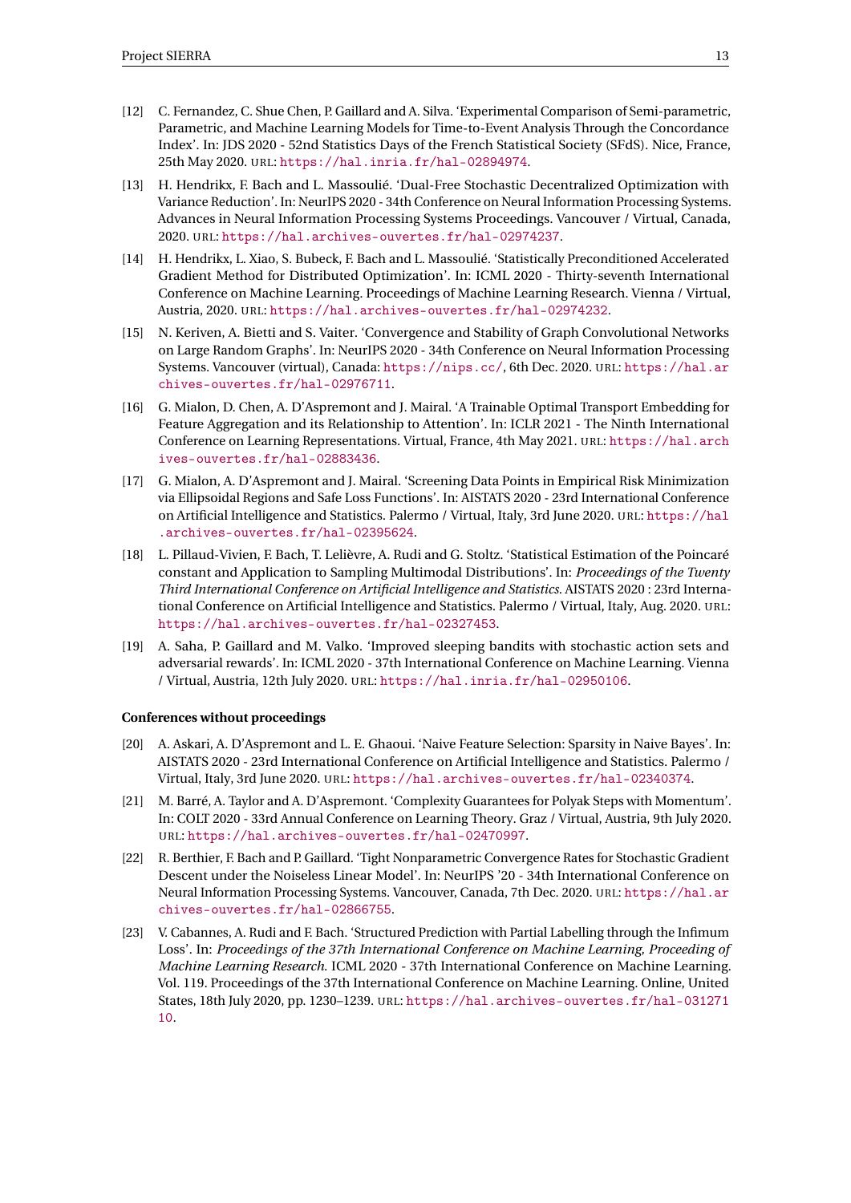[12] C. Fernandez, C. Shue Chen, P. Gaillard and A. Silva. 'Experimental Comparison of Semi-parametric, Parametric, and Machine Learning Models for Time-to-Event Analysis Through the Concordance Index'. In: JDS 2020 - 52nd Statistics Days of the French Statistical Society (SFdS). Nice, France, 25th May 2020. URL: https://hal.inria.fr/hal-02894974.

[13] H. Hendrikx, F. Bach and L. Massoulié. 'Dual-Free Stochastic Decentralized Optimization with Variance Reduction'. In: NeurIPS 2020 - 34th Conference on Neural Information Processing Systems. Advances in Neural Information Processing Systems Proceedings. Vancouver / Virtual, Canada, 2020. URL: https://hal.archives-ouvertes.fr/hal-02974237.

[14] H. Hendrikx, L. Xiao, S. Bubeck, F. Bach and L. Massoulié. 'Statistically Preconditioned Accelerated Gradient Method for Distributed Optimization'. In: ICML 2020 - Thirty-seventh International Conference on Machine Learning. Proceedings of Machine Learning Research. Vienna / Virtual, Austria, 2020. URL: https://hal.archives-ouvertes.fr/hal-02974232.

[15] N. Keriven, A. Bietti and S. Vaiter. 'Convergence and Stability of Graph Convolutional Networks on Large Random Graphs'. In: NeurIPS 2020 - 34th Conference on Neural Information Processing Systems. Vancouver (virtual), Canada: https://nips.cc/, 6th Dec. 2020. URL: https://hal.archives-ouvertes.fr/hal-02976711.

[16] G. Mialon, D. Chen, A. D'Aspremont and J. Mairal. 'A Trainable Optimal Transport Embedding for Feature Aggregation and its Relationship to Attention'. In: ICLR 2021 - The Ninth International Conference on Learning Representations. Virtual, France, 4th May 2021. URL: https://hal.archives-ouvertes.fr/hal-02883436.

[17] G. Mialon, A. D'Aspremont and J. Mairal. 'Screening Data Points in Empirical Risk Minimization via Ellipsoidal Regions and Safe Loss Functions'. In: AISTATS 2020 - 23rd International Conference on Artificial Intelligence and Statistics. Palermo / Virtual, Italy, 3rd June 2020. URL: https://hal.archives-ouvertes.fr/hal-02395624.

[18] L. Pillaud-Vivien, F. Bach, T. Lelièvre, A. Rudi and G. Stoltz. 'Statistical Estimation of the Poincaré constant and Application to Sampling Multimodal Distributions'. In: *Proceedings of the Twenty Third International Conference on Artificial Intelligence and Statistics*. AISTATS 2020 : 23rd International Conference on Artificial Intelligence and Statistics. Palermo / Virtual, Italy, Aug. 2020. URL: https://hal.archives-ouvertes.fr/hal-02327453.

[19] A. Saha, P. Gaillard and M. Valko. 'Improved sleeping bandits with stochastic action sets and adversarial rewards'. In: ICML 2020 - 37th International Conference on Machine Learning. Vienna / Virtual, Austria, 12th July 2020. URL: https://hal.inria.fr/hal-02950106.

**Conferences without proceedings**

[20] A. Askari, A. D'Aspremont and L. E. Ghaoui. 'Naive Feature Selection: Sparsity in Naive Bayes'. In: AISTATS 2020 - 23rd International Conference on Artificial Intelligence and Statistics. Palermo / Virtual, Italy, 3rd June 2020. URL: https://hal.archives-ouvertes.fr/hal-02340374.

[21] M. Barré, A. Taylor and A. D'Aspremont. 'Complexity Guarantees for Polyak Steps with Momentum'. In: COLT 2020 - 33rd Annual Conference on Learning Theory. Graz / Virtual, Austria, 9th July 2020. URL: https://hal.archives-ouvertes.fr/hal-02470997.

[22] R. Berthier, F. Bach and P. Gaillard. 'Tight Nonparametric Convergence Rates for Stochastic Gradient Descent under the Noiseless Linear Model'. In: NeurIPS '20 - 34th International Conference on Neural Information Processing Systems. Vancouver, Canada, 7th Dec. 2020. URL: https://hal.archives-ouvertes.fr/hal-02866755.

[23] V. Cabannes, A. Rudi and F. Bach. 'Structured Prediction with Partial Labelling through the Infimum Loss'. In: *Proceedings of the 37th International Conference on Machine Learning, Proceeding of Machine Learning Research*. ICML 2020 - 37th International Conference on Machine Learning. Vol. 119. Proceedings of the 37th International Conference on Machine Learning. Online, United States, 18th July 2020, pp. 1230–1239. URL: https://hal.archives-ouvertes.fr/hal-03127110.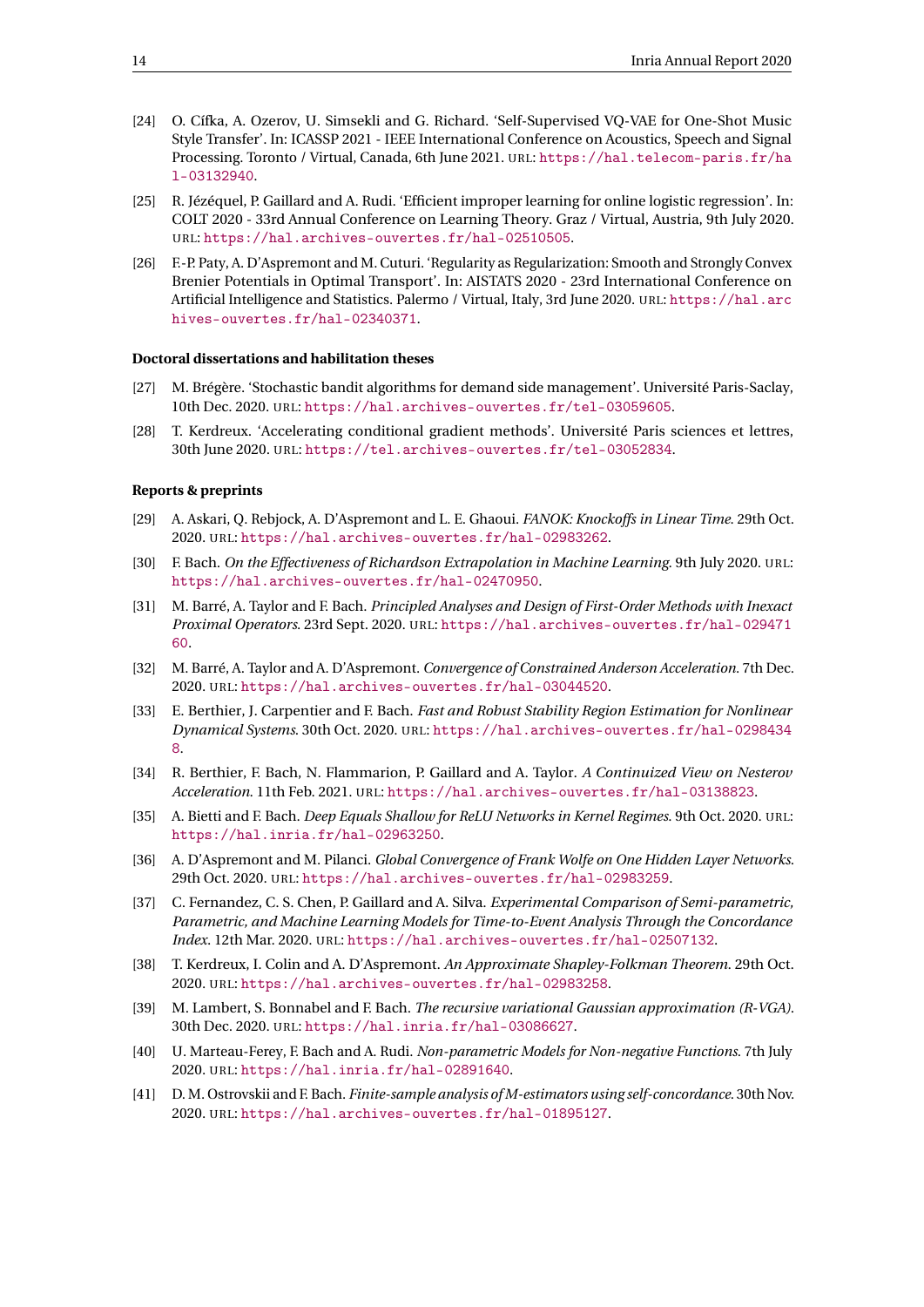[24] O. Cífka, A. Ozerov, U. Simsekli and G. Richard. 'Self-Supervised VQ-VAE for One-Shot Music Style Transfer'. In: ICASSP 2021 - IEEE International Conference on Acoustics, Speech and Signal Processing. Toronto / Virtual, Canada, 6th June 2021. URL: https://hal.telecom-paris.fr/hal-03132940.

[25] R. Jézéquel, P. Gaillard and A. Rudi. 'Efficient improper learning for online logistic regression'. In: COLT 2020 - 33rd Annual Conference on Learning Theory. Graz / Virtual, Austria, 9th July 2020. URL: https://hal.archives-ouvertes.fr/hal-02510505.

[26] F.-P. Paty, A. D'Aspremont and M. Cuturi. 'Regularity as Regularization: Smooth and Strongly Convex Brenier Potentials in Optimal Transport'. In: AISTATS 2020 - 23rd International Conference on Artificial Intelligence and Statistics. Palermo / Virtual, Italy, 3rd June 2020. URL: https://hal.archives-ouvertes.fr/hal-02340371.

### Doctoral dissertations and habilitation theses

[27] M. Brégère. 'Stochastic bandit algorithms for demand side management'. Université Paris-Saclay, 10th Dec. 2020. URL: https://hal.archives-ouvertes.fr/tel-03059605.

[28] T. Kerdreux. 'Accelerating conditional gradient methods'. Université Paris sciences et lettres, 30th June 2020. URL: https://tel.archives-ouvertes.fr/tel-03052834.

### Reports & preprints

[29] A. Askari, Q. Rebjock, A. D'Aspremont and L. E. Ghaoui. *FANOK: Knockoffs in Linear Time*. 29th Oct. 2020. URL: https://hal.archives-ouvertes.fr/hal-02983262.

[30] F. Bach. *On the Effectiveness of Richardson Extrapolation in Machine Learning*. 9th July 2020. URL: https://hal.archives-ouvertes.fr/hal-02470950.

[31] M. Barré, A. Taylor and F. Bach. *Principled Analyses and Design of First-Order Methods with Inexact Proximal Operators*. 23rd Sept. 2020. URL: https://hal.archives-ouvertes.fr/hal-02947160.

[32] M. Barré, A. Taylor and A. D'Aspremont. *Convergence of Constrained Anderson Acceleration*. 7th Dec. 2020. URL: https://hal.archives-ouvertes.fr/hal-03044520.

[33] E. Berthier, J. Carpentier and F. Bach. *Fast and Robust Stability Region Estimation for Nonlinear Dynamical Systems*. 30th Oct. 2020. URL: https://hal.archives-ouvertes.fr/hal-02984348.

[34] R. Berthier, F. Bach, N. Flammarion, P. Gaillard and A. Taylor. *A Continuized View on Nesterov Acceleration*. 11th Feb. 2021. URL: https://hal.archives-ouvertes.fr/hal-03138823.

[35] A. Bietti and F. Bach. *Deep Equals Shallow for ReLU Networks in Kernel Regimes*. 9th Oct. 2020. URL: https://hal.inria.fr/hal-02963250.

[36] A. D'Aspremont and M. Pilanci. *Global Convergence of Frank Wolfe on One Hidden Layer Networks*. 29th Oct. 2020. URL: https://hal.archives-ouvertes.fr/hal-02983259.

[37] C. Fernandez, C. S. Chen, P. Gaillard and A. Silva. *Experimental Comparison of Semi-parametric, Parametric, and Machine Learning Models for Time-to-Event Analysis Through the Concordance Index*. 12th Mar. 2020. URL: https://hal.archives-ouvertes.fr/hal-02507132.

[38] T. Kerdreux, I. Colin and A. D'Aspremont. *An Approximate Shapley-Folkman Theorem*. 29th Oct. 2020. URL: https://hal.archives-ouvertes.fr/hal-02983258.

[39] M. Lambert, S. Bonnabel and F. Bach. *The recursive variational Gaussian approximation (R-VGA)*. 30th Dec. 2020. URL: https://hal.inria.fr/hal-03086627.

[40] U. Marteau-Ferey, F. Bach and A. Rudi. *Non-parametric Models for Non-negative Functions*. 7th July 2020. URL: https://hal.inria.fr/hal-02891640.

[41] D. M. Ostrovskii and F. Bach. *Finite-sample analysis of M-estimators using self-concordance*. 30th Nov. 2020. URL: https://hal.archives-ouvertes.fr/hal-01895127.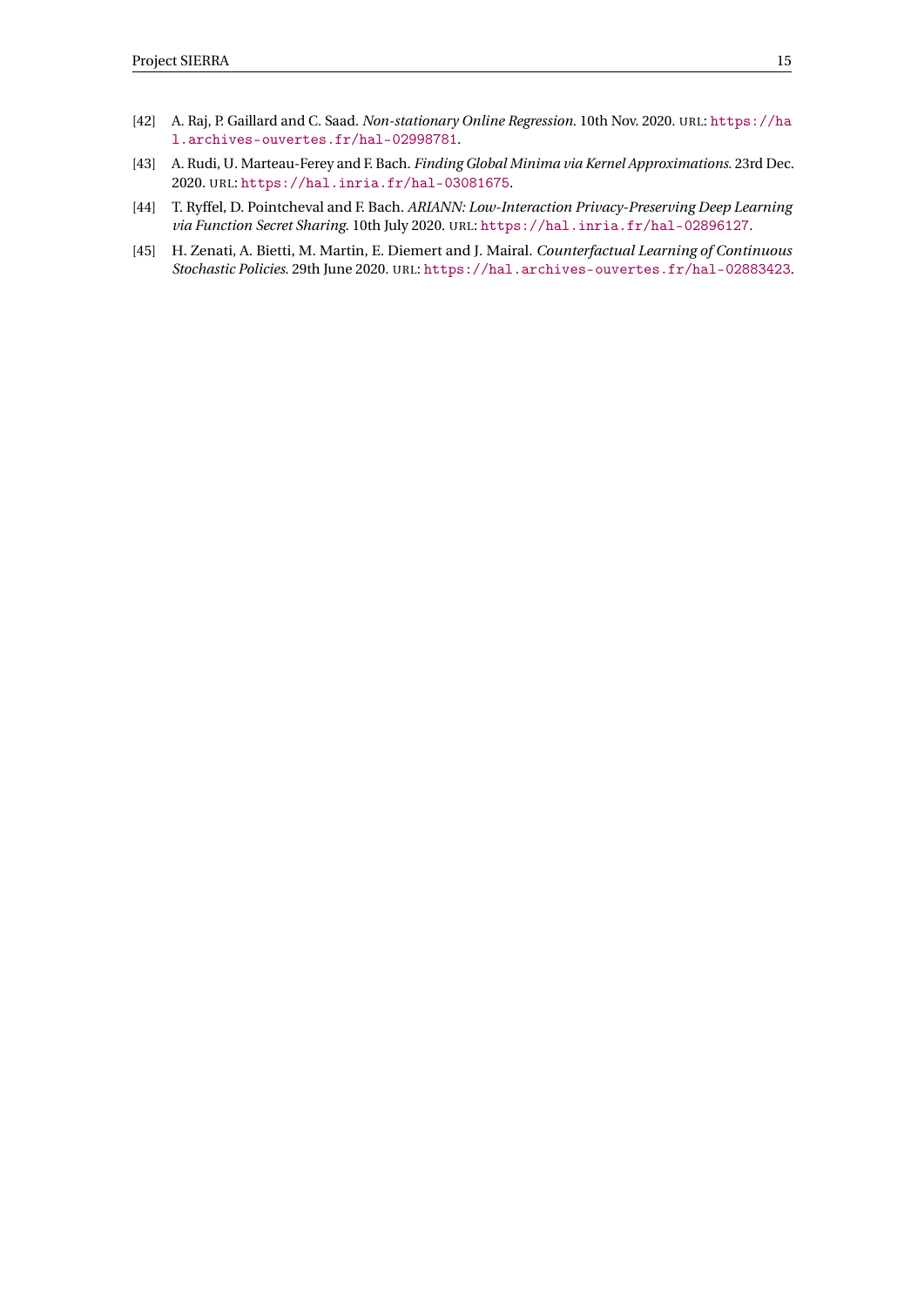[42] A. Raj, P. Gaillard and C. Saad. *Non-stationary Online Regression*. 10th Nov. 2020. URL: https://hal.archives-ouvertes.fr/hal-02998781.

[43] A. Rudi, U. Marteau-Ferey and F. Bach. *Finding Global Minima via Kernel Approximations*. 23rd Dec. 2020. URL: https://hal.inria.fr/hal-03081675.

[44] T. Ryffel, D. Pointcheval and F. Bach. *ARIANN: Low-Interaction Privacy-Preserving Deep Learning via Function Secret Sharing*. 10th July 2020. URL: https://hal.inria.fr/hal-02896127.

[45] H. Zenati, A. Bietti, M. Martin, E. Diemert and J. Mairal. *Counterfactual Learning of Continuous Stochastic Policies*. 29th June 2020. URL: https://hal.archives-ouvertes.fr/hal-02883423.